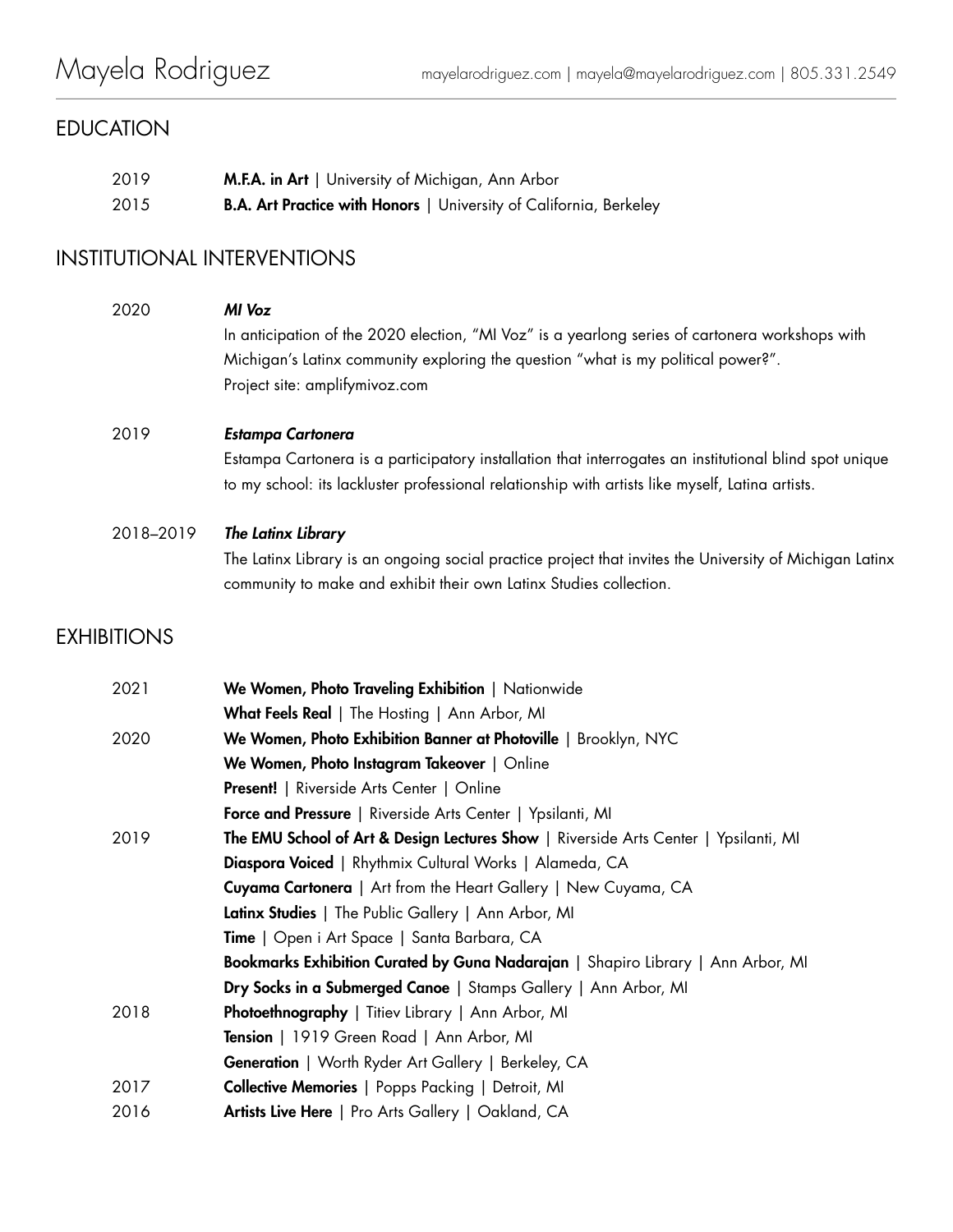# Mayela Rodriguez

mayelarodriguez.com | mayela@mayelarodriguez.com | 805.331.2549

## EDUCATION

2019 **M.F.A. in Art** | University of Michigan, Ann Arbor

2015 **B.A. Art Practice with Honors** | University of California, Berkeley

## INSTITUTIONAL INTERVENTIONS

2020 ***MI Voz***

In anticipation of the 2020 election, "MI Voz" is a yearlong series of cartonera workshops with Michigan's Latinx community exploring the question "what is my political power?".
Project site: amplifymivoz.com

2019 ***Estampa Cartonera***

Estampa Cartonera is a participatory installation that interrogates an institutional blind spot unique to my school: its lackluster professional relationship with artists like myself, Latina artists.

2018–2019 ***The Latinx Library***

The Latinx Library is an ongoing social practice project that invites the University of Michigan Latinx community to make and exhibit their own Latinx Studies collection.

## EXHIBITIONS

2021
- **We Women, Photo Traveling Exhibition** | Nationwide
- **What Feels Real** | The Hosting | Ann Arbor, MI

2020
- **We Women, Photo Exhibition Banner at Photoville** | Brooklyn, NYC
- **We Women, Photo Instagram Takeover** | Online
- **Present!** | Riverside Arts Center | Online
- **Force and Pressure** | Riverside Arts Center | Ypsilanti, MI

2019
- **The EMU School of Art & Design Lectures Show** | Riverside Arts Center | Ypsilanti, MI
- **Diaspora Voiced** | Rhythmix Cultural Works | Alameda, CA
- **Cuyama Cartonera** | Art from the Heart Gallery | New Cuyama, CA
- **Latinx Studies** | The Public Gallery | Ann Arbor, MI
- **Time** | Open i Art Space | Santa Barbara, CA
- **Bookmarks Exhibition Curated by Guna Nadarajan** | Shapiro Library | Ann Arbor, MI
- **Dry Socks in a Submerged Canoe** | Stamps Gallery | Ann Arbor, MI

2018
- **Photoethnography** | Titiev Library | Ann Arbor, MI
- **Tension** | 1919 Green Road | Ann Arbor, MI
- **Generation** | Worth Ryder Art Gallery | Berkeley, CA

2017
- **Collective Memories** | Popps Packing | Detroit, MI

2016
- **Artists Live Here** | Pro Arts Gallery | Oakland, CA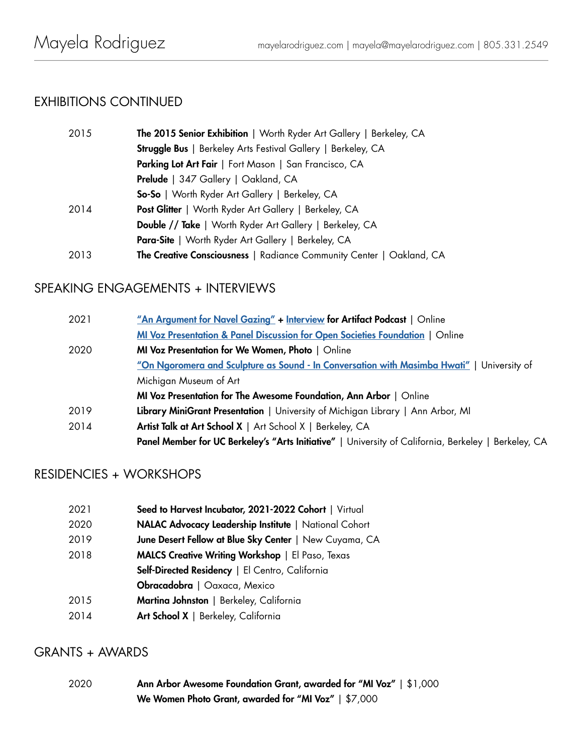# Mayela Rodriguez

mayelarodriguez.com | mayela@mayelarodriguez.com | 805.331.2549

## EXHIBITIONS CONTINUED

2015 **The 2015 Senior Exhibition** | Worth Ryder Art Gallery | Berkeley, CA
**Struggle Bus** | Berkeley Arts Festival Gallery | Berkeley, CA
**Parking Lot Art Fair** | Fort Mason | San Francisco, CA
**Prelude** | 347 Gallery | Oakland, CA
**So-So** | Worth Ryder Art Gallery | Berkeley, CA

2014 **Post Glitter** | Worth Ryder Art Gallery | Berkeley, CA
**Double // Take** | Worth Ryder Art Gallery | Berkeley, CA
**Para-Site** | Worth Ryder Art Gallery | Berkeley, CA

2013 **The Creative Consciousness** | Radiance Community Center | Oakland, CA

## SPEAKING ENGAGEMENTS + INTERVIEWS

2021 **"An Argument for Navel Gazing" + Interview for Artifact Podcast** | Online
**MI Voz Presentation & Panel Discussion for Open Societies Foundation** | Online

2020 **MI Voz Presentation for We Women, Photo** | Online
**"On Ngoromera and Sculpture as Sound - In Conversation with Masimba Hwati"** | University of Michigan Museum of Art
**MI Voz Presentation for The Awesome Foundation, Ann Arbor** | Online

2019 **Library MiniGrant Presentation** | University of Michigan Library | Ann Arbor, MI

2014 **Artist Talk at Art School X** | Art School X | Berkeley, CA
**Panel Member for UC Berkeley's "Arts Initiative"** | University of California, Berkeley | Berkeley, CA

## RESIDENCIES + WORKSHOPS

2021 **Seed to Harvest Incubator, 2021-2022 Cohort** | Virtual

2020 **NALAC Advocacy Leadership Institute** | National Cohort

2019 **June Desert Fellow at Blue Sky Center** | New Cuyama, CA

2018 **MALCS Creative Writing Workshop** | El Paso, Texas
**Self-Directed Residency** | El Centro, California
**Obracadobra** | Oaxaca, Mexico

2015 **Martina Johnston** | Berkeley, California

2014 **Art School X** | Berkeley, California

## GRANTS + AWARDS

2020 **Ann Arbor Awesome Foundation Grant, awarded for "MI Voz"** | $1,000
**We Women Photo Grant, awarded for "MI Voz"** | $7,000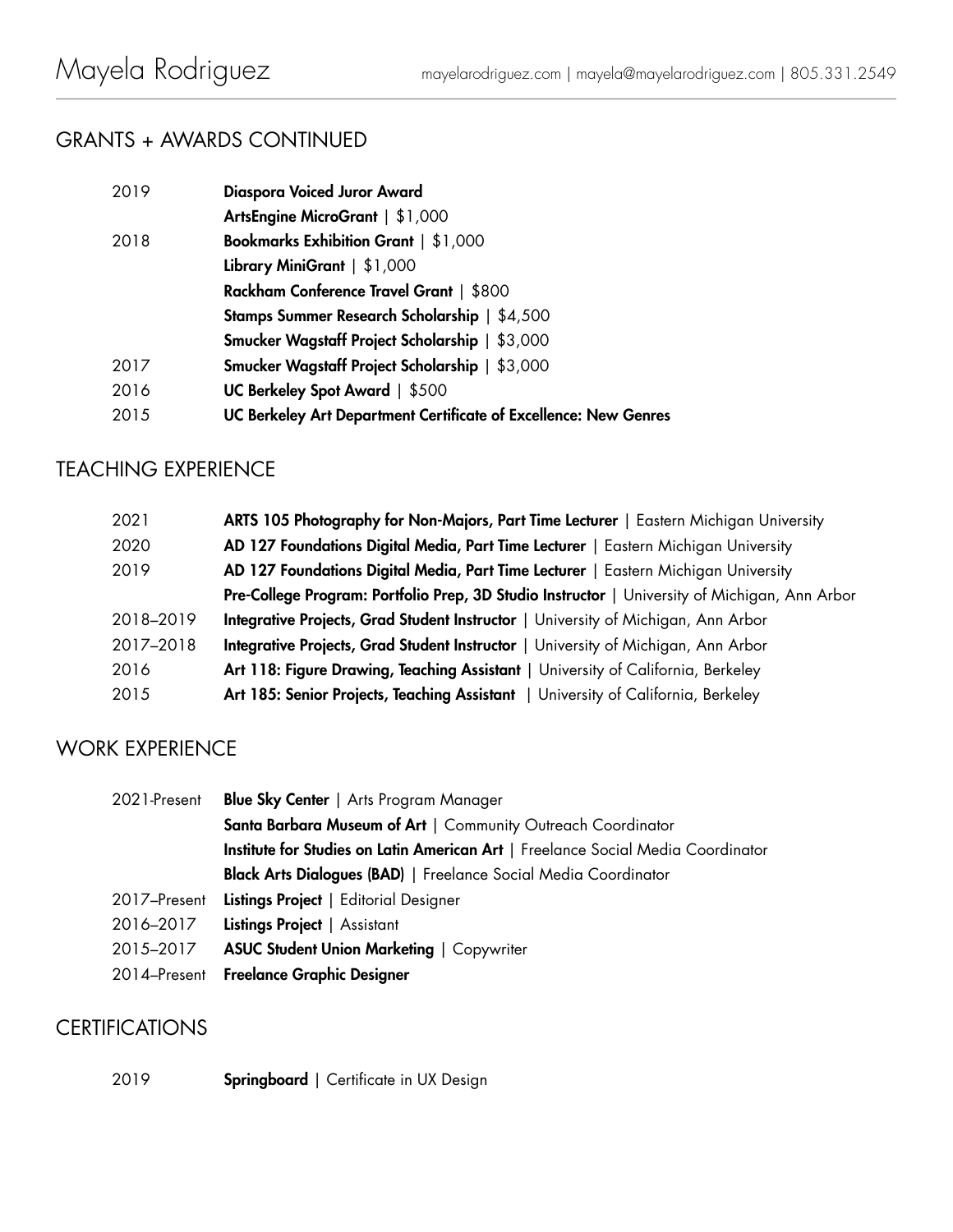## GRANTS + AWARDS CONTINUED

| | |
|---|---|
| 2019 | **Diaspora Voiced Juror Award** |
| | **ArtsEngine MicroGrant** \| $1,000 |
| 2018 | **Bookmarks Exhibition Grant** \| $1,000 |
| | **Library MiniGrant** \| $1,000 |
| | **Rackham Conference Travel Grant** \| $800 |
| | **Stamps Summer Research Scholarship** \| $4,500 |
| | **Smucker Wagstaff Project Scholarship** \| $3,000 |
| 2017 | **Smucker Wagstaff Project Scholarship** \| $3,000 |
| 2016 | **UC Berkeley Spot Award** \| $500 |
| 2015 | **UC Berkeley Art Department Certificate of Excellence: New Genres** |

## TEACHING EXPERIENCE

| | |
|---|---|
| 2021 | **ARTS 105 Photography for Non-Majors, Part Time Lecturer** \| Eastern Michigan University |
| 2020 | **AD 127 Foundations Digital Media, Part Time Lecturer** \| Eastern Michigan University |
| 2019 | **AD 127 Foundations Digital Media, Part Time Lecturer** \| Eastern Michigan University |
| | **Pre-College Program: Portfolio Prep, 3D Studio Instructor** \| University of Michigan, Ann Arbor |
| 2018–2019 | **Integrative Projects, Grad Student Instructor** \| University of Michigan, Ann Arbor |
| 2017–2018 | **Integrative Projects, Grad Student Instructor** \| University of Michigan, Ann Arbor |
| 2016 | **Art 118: Figure Drawing, Teaching Assistant** \| University of California, Berkeley |
| 2015 | **Art 185: Senior Projects, Teaching Assistant** \| University of California, Berkeley |

## WORK EXPERIENCE

| | |
|---|---|
| 2021-Present | **Blue Sky Center** \| Arts Program Manager |
| | **Santa Barbara Museum of Art** \| Community Outreach Coordinator |
| | **Institute for Studies on Latin American Art** \| Freelance Social Media Coordinator |
| | **Black Arts Dialogues (BAD)** \| Freelance Social Media Coordinator |
| 2017–Present | **Listings Project** \| Editorial Designer |
| 2016–2017 | **Listings Project** \| Assistant |
| 2015–2017 | **ASUC Student Union Marketing** \| Copywriter |
| 2014–Present | **Freelance Graphic Designer** |

## CERTIFICATIONS

| | |
|---|---|
| 2019 | **Springboard** \| Certificate in UX Design |